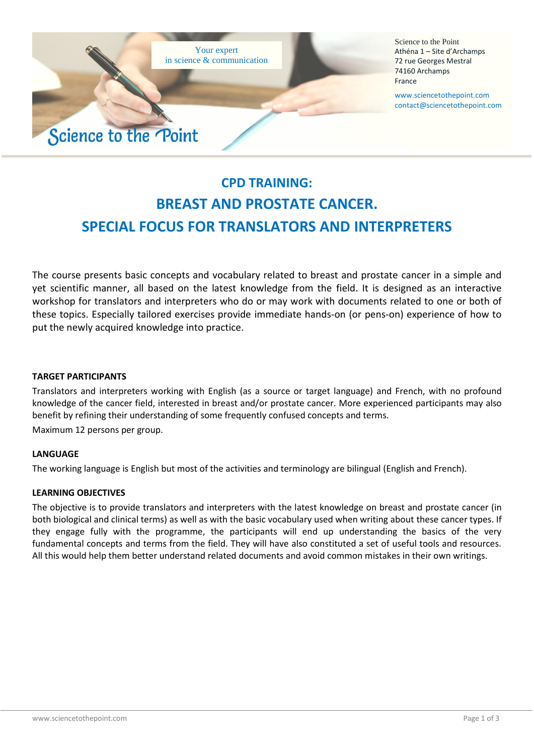Your expert
in science & communication

Science to the Point

Science to the Point
Athéna 1 – Site d'Archamps
72 rue Georges Mestral
74160 Archamps
France

www.sciencetothepoint.com
contact@sciencetothepoint.com

# CPD TRAINING:
# BREAST AND PROSTATE CANCER.
# SPECIAL FOCUS FOR TRANSLATORS AND INTERPRETERS

The course presents basic concepts and vocabulary related to breast and prostate cancer in a simple and yet scientific manner, all based on the latest knowledge from the field. It is designed as an interactive workshop for translators and interpreters who do or may work with documents related to one or both of these topics. Especially tailored exercises provide immediate hands-on (or pens-on) experience of how to put the newly acquired knowledge into practice.

**TARGET PARTICIPANTS**

Translators and interpreters working with English (as a source or target language) and French, with no profound knowledge of the cancer field, interested in breast and/or prostate cancer. More experienced participants may also benefit by refining their understanding of some frequently confused concepts and terms.

Maximum 12 persons per group.

**LANGUAGE**

The working language is English but most of the activities and terminology are bilingual (English and French).

**LEARNING OBJECTIVES**

The objective is to provide translators and interpreters with the latest knowledge on breast and prostate cancer (in both biological and clinical terms) as well as with the basic vocabulary used when writing about these cancer types. If they engage fully with the programme, the participants will end up understanding the basics of the very fundamental concepts and terms from the field. They will have also constituted a set of useful tools and resources. All this would help them better understand related documents and avoid common mistakes in their own writings.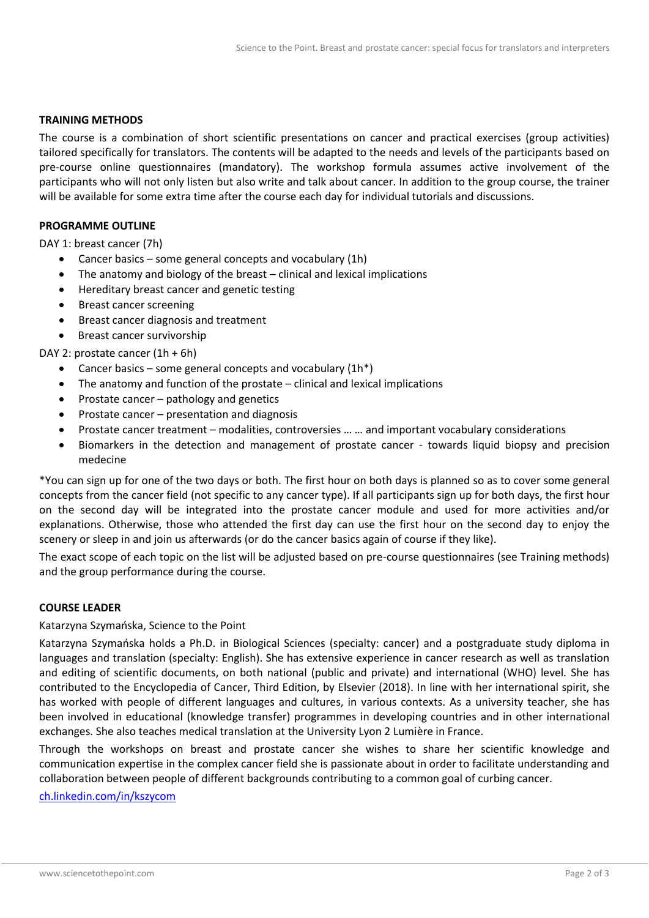## TRAINING METHODS

The course is a combination of short scientific presentations on cancer and practical exercises (group activities) tailored specifically for translators. The contents will be adapted to the needs and levels of the participants based on pre-course online questionnaires (mandatory). The workshop formula assumes active involvement of the participants who will not only listen but also write and talk about cancer. In addition to the group course, the trainer will be available for some extra time after the course each day for individual tutorials and discussions.

## PROGRAMME OUTLINE

DAY 1: breast cancer (7h)

- Cancer basics – some general concepts and vocabulary (1h)
- The anatomy and biology of the breast – clinical and lexical implications
- Hereditary breast cancer and genetic testing
- Breast cancer screening
- Breast cancer diagnosis and treatment
- Breast cancer survivorship

DAY 2: prostate cancer (1h + 6h)

- Cancer basics – some general concepts and vocabulary (1h*)
- The anatomy and function of the prostate – clinical and lexical implications
- Prostate cancer – pathology and genetics
- Prostate cancer – presentation and diagnosis
- Prostate cancer treatment – modalities, controversies … … and important vocabulary considerations
- Biomarkers in the detection and management of prostate cancer - towards liquid biopsy and precision medecine

*You can sign up for one of the two days or both. The first hour on both days is planned so as to cover some general concepts from the cancer field (not specific to any cancer type). If all participants sign up for both days, the first hour on the second day will be integrated into the prostate cancer module and used for more activities and/or explanations. Otherwise, those who attended the first day can use the first hour on the second day to enjoy the scenery or sleep in and join us afterwards (or do the cancer basics again of course if they like).

The exact scope of each topic on the list will be adjusted based on pre-course questionnaires (see Training methods) and the group performance during the course.

## COURSE LEADER

Katarzyna Szymańska, Science to the Point

Katarzyna Szymańska holds a Ph.D. in Biological Sciences (specialty: cancer) and a postgraduate study diploma in languages and translation (specialty: English). She has extensive experience in cancer research as well as translation and editing of scientific documents, on both national (public and private) and international (WHO) level. She has contributed to the Encyclopedia of Cancer, Third Edition, by Elsevier (2018). In line with her international spirit, she has worked with people of different languages and cultures, in various contexts. As a university teacher, she has been involved in educational (knowledge transfer) programmes in developing countries and in other international exchanges. She also teaches medical translation at the University Lyon 2 Lumière in France.

Through the workshops on breast and prostate cancer she wishes to share her scientific knowledge and communication expertise in the complex cancer field she is passionate about in order to facilitate understanding and collaboration between people of different backgrounds contributing to a common goal of curbing cancer.

[ch.linkedin.com/in/kszycom](ch.linkedin.com/in/kszycom)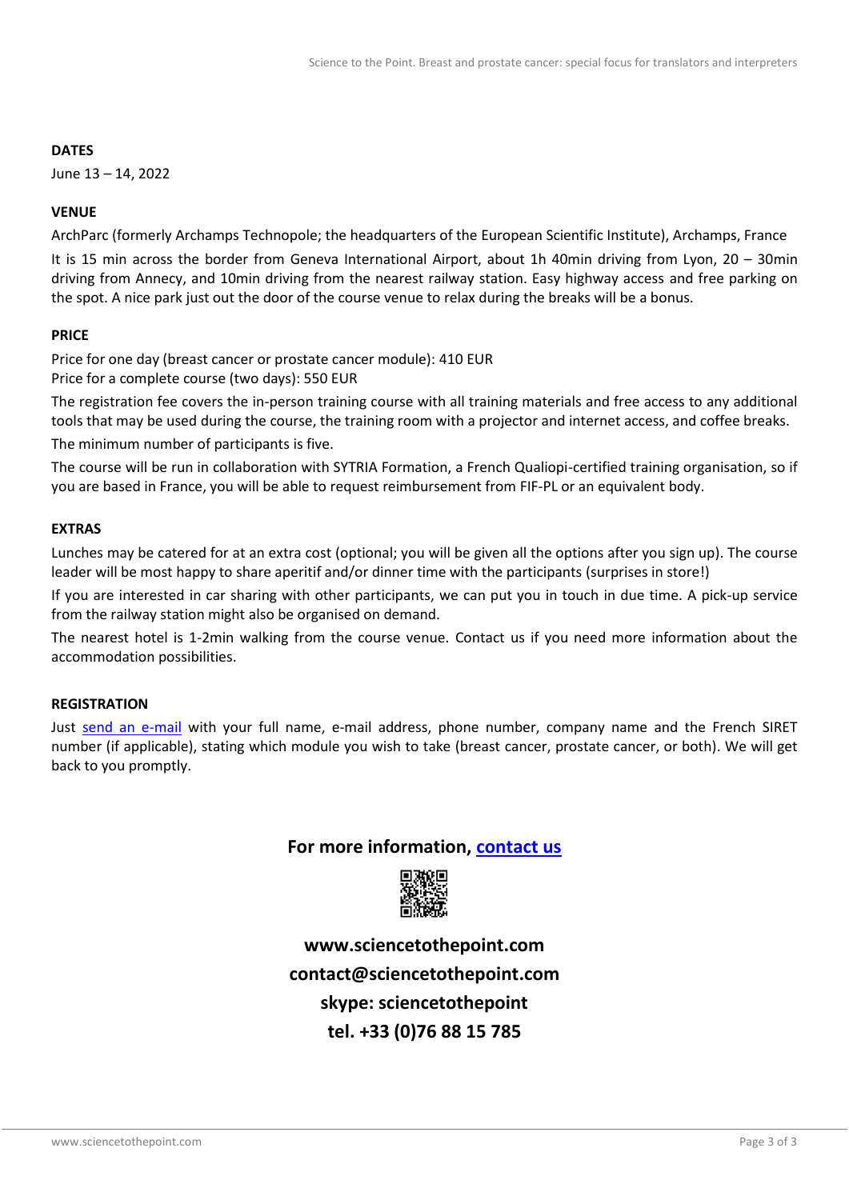## DATES

June 13 – 14, 2022

## VENUE

ArchParc (formerly Archamps Technopole; the headquarters of the European Scientific Institute), Archamps, France

It is 15 min across the border from Geneva International Airport, about 1h 40min driving from Lyon, 20 – 30min driving from Annecy, and 10min driving from the nearest railway station. Easy highway access and free parking on the spot. A nice park just out the door of the course venue to relax during the breaks will be a bonus.

## PRICE

Price for one day (breast cancer or prostate cancer module): 410 EUR
Price for a complete course (two days): 550 EUR

The registration fee covers the in-person training course with all training materials and free access to any additional tools that may be used during the course, the training room with a projector and internet access, and coffee breaks.

The minimum number of participants is five.

The course will be run in collaboration with SYTRIA Formation, a French Qualiopi-certified training organisation, so if you are based in France, you will be able to request reimbursement from FIF-PL or an equivalent body.

## EXTRAS

Lunches may be catered for at an extra cost (optional; you will be given all the options after you sign up). The course leader will be most happy to share aperitif and/or dinner time with the participants (surprises in store!)

If you are interested in car sharing with other participants, we can put you in touch in due time. A pick-up service from the railway station might also be organised on demand.

The nearest hotel is 1-2min walking from the course venue. Contact us if you need more information about the accommodation possibilities.

## REGISTRATION

Just send an e-mail with your full name, e-mail address, phone number, company name and the French SIRET number (if applicable), stating which module you wish to take (breast cancer, prostate cancer, or both). We will get back to you promptly.

**For more information, contact us**

**www.sciencetothepoint.com**
**contact@sciencetothepoint.com**
**skype: sciencetothepoint**
**tel. +33 (0)76 88 15 785**